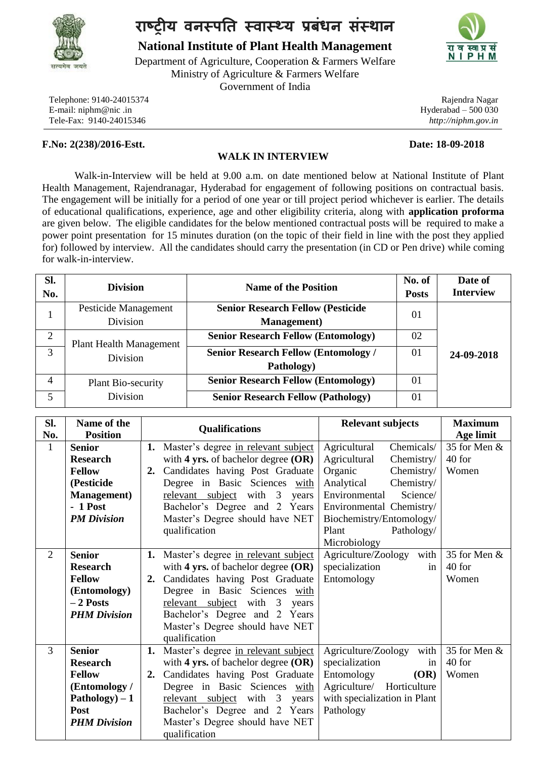# राष्ट्रीय वनस्पति स्वास्थ्य प्रबंधन संस्थान

## National Institute of Plant Health Management

Department of Agriculture, Cooperation & Farmers Welfare
Ministry of Agriculture & Farmers Welfare
Government of India

Telephone: 9140-24015374
E-mail: niphm@nic .in
Tele-Fax: 9140-24015346

Rajendra Nagar
Hyderabad – 500 030
*http://niphm.gov.in*

**F.No: 2(238)/2016-Estt.** **Date: 18-09-2018**

### WALK IN INTERVIEW

Walk-in-Interview will be held at 9.00 a.m. on date mentioned below at National Institute of Plant Health Management, Rajendranagar, Hyderabad for engagement of following positions on contractual basis. The engagement will be initially for a period of one year or till project period whichever is earlier. The details of educational qualifications, experience, age and other eligibility criteria, along with **application proforma** are given below. The eligible candidates for the below mentioned contractual posts will be required to make a power point presentation for 15 minutes duration (on the topic of their field in line with the post they applied for) followed by interview. All the candidates should carry the presentation (in CD or Pen drive) while coming for walk-in-interview.

| Sl. No. | Division | Name of the Position | No. of Posts | Date of Interview |
|---|---|---|---|---|
| 1 | Pesticide Management Division | **Senior Research Fellow (Pesticide Management)** | 01 | **24-09-2018** |
| 2 | Plant Health Management Division | **Senior Research Fellow (Entomology)** | 02 | |
| 3 | | **Senior Research Fellow (Entomology / Pathology)** | 01 | |
| 4 | Plant Bio-security Division | **Senior Research Fellow (Entomology)** | 01 | |
| 5 | | **Senior Research Fellow (Pathology)** | 01 | |

| Sl. No. | Name of the Position | Qualifications | Relevant subjects | Maximum Age limit |
|---|---|---|---|---|
| 1 | **Senior Research Fellow (Pesticide Management) - 1 Post** ***PM Division*** | **1.** Master's degree in relevant subject with **4 yrs.** of bachelor degree **(OR)** **2.** Candidates having Post Graduate Degree in Basic Sciences with relevant subject with 3 years Bachelor's Degree and 2 Years Master's Degree should have NET qualification | Agricultural Chemicals/ Agricultural Chemistry/ Organic Chemistry/ Analytical Chemistry/ Environmental Science/ Environmental Chemistry/ Biochemistry/Entomology/ Plant Pathology/ Microbiology | 35 for Men & 40 for Women |
| 2 | **Senior Research Fellow (Entomology) – 2 Posts** ***PHM Division*** | **1.** Master's degree in relevant subject with **4 yrs.** of bachelor degree **(OR)** **2.** Candidates having Post Graduate Degree in Basic Sciences with relevant subject with 3 years Bachelor's Degree and 2 Years Master's Degree should have NET qualification | Agriculture/Zoology with specialization in Entomology | 35 for Men & 40 for Women |
| 3 | **Senior Research Fellow (Entomology / Pathology) – 1 Post** ***PHM Division*** | **1.** Master's degree in relevant subject with **4 yrs.** of bachelor degree **(OR)** **2.** Candidates having Post Graduate Degree in Basic Sciences with relevant subject with 3 years Bachelor's Degree and 2 Years Master's Degree should have NET qualification | Agriculture/Zoology with specialization in Entomology **(OR)** Agriculture/ Horticulture with specialization in Plant Pathology | 35 for Men & 40 for Women |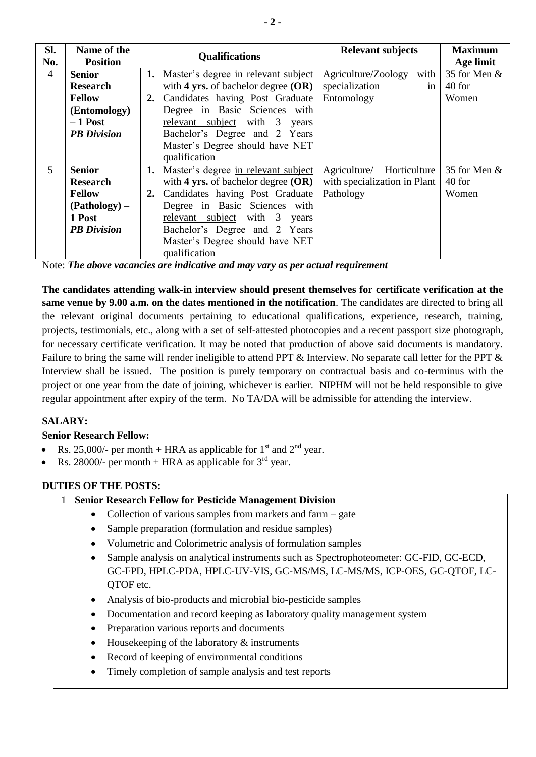| Sl. No. | Name of the Position | Qualifications | Relevant subjects | Maximum Age limit |
|---|---|---|---|---|
| 4 | **Senior Research Fellow (Entomology) – 1 Post** ***PB Division*** | **1.** Master's degree in relevant subject with **4 yrs.** of bachelor degree **(OR)** **2.** Candidates having Post Graduate Degree in Basic Sciences with relevant subject with 3 years Bachelor's Degree and 2 Years Master's Degree should have NET qualification | Agriculture/Zoology with specialization in Entomology | 35 for Men & 40 for Women |
| 5 | **Senior Research Fellow (Pathology) – 1 Post** ***PB Division*** | **1.** Master's degree in relevant subject with **4 yrs.** of bachelor degree **(OR)** **2.** Candidates having Post Graduate Degree in Basic Sciences with relevant subject with 3 years Bachelor's Degree and 2 Years Master's Degree should have NET qualification | Agriculture/ Horticulture with specialization in Plant Pathology | 35 for Men & 40 for Women |

Note: ***The above vacancies are indicative and may vary as per actual requirement***

**The candidates attending walk-in interview should present themselves for certificate verification at the same venue by 9.00 a.m. on the dates mentioned in the notification**. The candidates are directed to bring all the relevant original documents pertaining to educational qualifications, experience, research, training, projects, testimonials, etc., along with a set of self-attested photocopies and a recent passport size photograph, for necessary certificate verification. It may be noted that production of above said documents is mandatory. Failure to bring the same will render ineligible to attend PPT & Interview. No separate call letter for the PPT & Interview shall be issued. The position is purely temporary on contractual basis and co-terminus with the project or one year from the date of joining, whichever is earlier. NIPHM will not be held responsible to give regular appointment after expiry of the term. No TA/DA will be admissible for attending the interview.

**SALARY:**

**Senior Research Fellow:**

- Rs. 25,000/- per month + HRA as applicable for 1st and 2nd year.
- Rs. 28000/- per month + HRA as applicable for 3rd year.

**DUTIES OF THE POSTS:**

1 **Senior Research Fellow for Pesticide Management Division**

- Collection of various samples from markets and farm – gate
- Sample preparation (formulation and residue samples)
- Volumetric and Colorimetric analysis of formulation samples
- Sample analysis on analytical instruments such as Spectrophoteometer: GC-FID, GC-ECD, GC-FPD, HPLC-PDA, HPLC-UV-VIS, GC-MS/MS, LC-MS/MS, ICP-OES, GC-QTOF, LC-QTOF etc.
- Analysis of bio-products and microbial bio-pesticide samples
- Documentation and record keeping as laboratory quality management system
- Preparation various reports and documents
- Housekeeping of the laboratory & instruments
- Record of keeping of environmental conditions
- Timely completion of sample analysis and test reports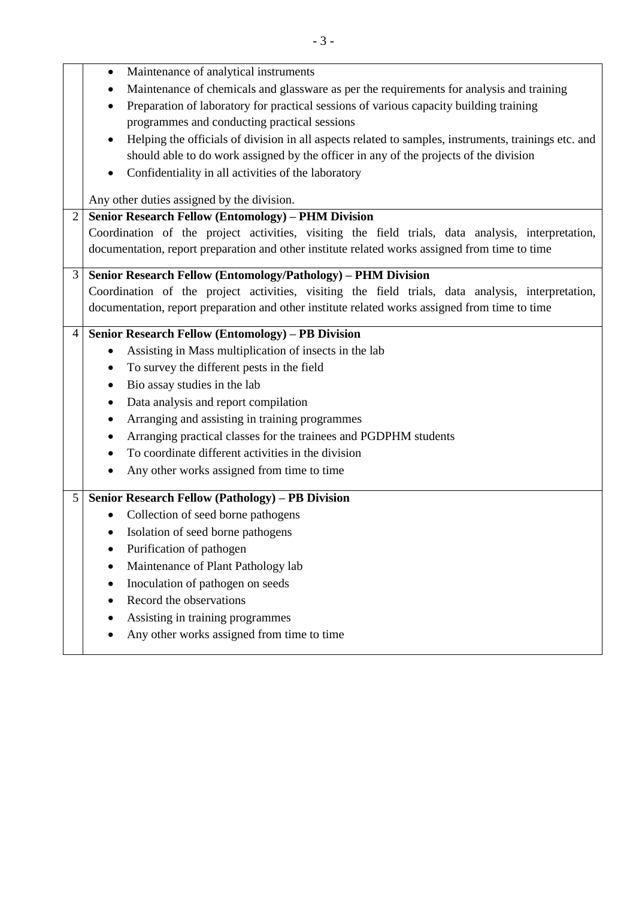|   |   |
|---|---|
|   | • Maintenance of analytical instruments<br>• Maintenance of chemicals and glassware as per the requirements for analysis and training<br>• Preparation of laboratory for practical sessions of various capacity building training programmes and conducting practical sessions<br>• Helping the officials of division in all aspects related to samples, instruments, trainings etc. and should able to do work assigned by the officer in any of the projects of the division<br>• Confidentiality in all activities of the laboratory<br><br>Any other duties assigned by the division. |
| 2 | **Senior Research Fellow (Entomology) – PHM Division**<br>Coordination of the project activities, visiting the field trials, data analysis, interpretation, documentation, report preparation and other institute related works assigned from time to time |
| 3 | **Senior Research Fellow (Entomology/Pathology) – PHM Division**<br>Coordination of the project activities, visiting the field trials, data analysis, interpretation, documentation, report preparation and other institute related works assigned from time to time |
| 4 | **Senior Research Fellow (Entomology) – PB Division**<br>• Assisting in Mass multiplication of insects in the lab<br>• To survey the different pests in the field<br>• Bio assay studies in the lab<br>• Data analysis and report compilation<br>• Arranging and assisting in training programmes<br>• Arranging practical classes for the trainees and PGDPHM students<br>• To coordinate different activities in the division<br>• Any other works assigned from time to time |
| 5 | **Senior Research Fellow (Pathology) – PB Division**<br>• Collection of seed borne pathogens<br>• Isolation of seed borne pathogens<br>• Purification of pathogen<br>• Maintenance of Plant Pathology lab<br>• Inoculation of pathogen on seeds<br>• Record the observations<br>• Assisting in training programmes<br>• Any other works assigned from time to time |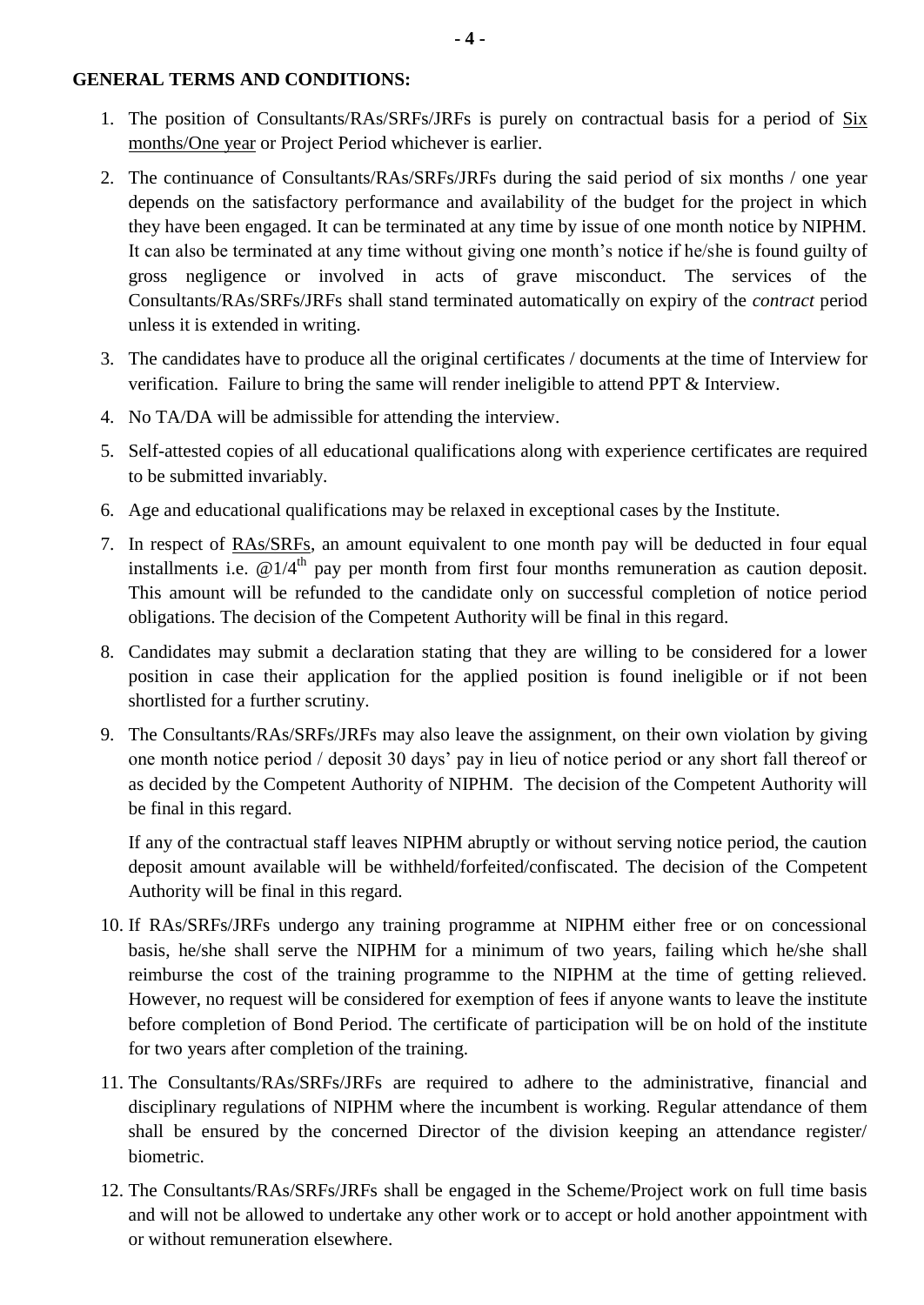**GENERAL TERMS AND CONDITIONS:**

1. The position of Consultants/RAs/SRFs/JRFs is purely on contractual basis for a period of Six months/One year or Project Period whichever is earlier.
2. The continuance of Consultants/RAs/SRFs/JRFs during the said period of six months / one year depends on the satisfactory performance and availability of the budget for the project in which they have been engaged. It can be terminated at any time by issue of one month notice by NIPHM. It can also be terminated at any time without giving one month's notice if he/she is found guilty of gross negligence or involved in acts of grave misconduct. The services of the Consultants/RAs/SRFs/JRFs shall stand terminated automatically on expiry of the *contract* period unless it is extended in writing.
3. The candidates have to produce all the original certificates / documents at the time of Interview for verification. Failure to bring the same will render ineligible to attend PPT & Interview.
4. No TA/DA will be admissible for attending the interview.
5. Self-attested copies of all educational qualifications along with experience certificates are required to be submitted invariably.
6. Age and educational qualifications may be relaxed in exceptional cases by the Institute.
7. In respect of RAs/SRFs, an amount equivalent to one month pay will be deducted in four equal installments i.e. @1/4th pay per month from first four months remuneration as caution deposit. This amount will be refunded to the candidate only on successful completion of notice period obligations. The decision of the Competent Authority will be final in this regard.
8. Candidates may submit a declaration stating that they are willing to be considered for a lower position in case their application for the applied position is found ineligible or if not been shortlisted for a further scrutiny.
9. The Consultants/RAs/SRFs/JRFs may also leave the assignment, on their own violation by giving one month notice period / deposit 30 days' pay in lieu of notice period or any short fall thereof or as decided by the Competent Authority of NIPHM. The decision of the Competent Authority will be final in this regard.

   If any of the contractual staff leaves NIPHM abruptly or without serving notice period, the caution deposit amount available will be withheld/forfeited/confiscated. The decision of the Competent Authority will be final in this regard.
10. If RAs/SRFs/JRFs undergo any training programme at NIPHM either free or on concessional basis, he/she shall serve the NIPHM for a minimum of two years, failing which he/she shall reimburse the cost of the training programme to the NIPHM at the time of getting relieved. However, no request will be considered for exemption of fees if anyone wants to leave the institute before completion of Bond Period. The certificate of participation will be on hold of the institute for two years after completion of the training.
11. The Consultants/RAs/SRFs/JRFs are required to adhere to the administrative, financial and disciplinary regulations of NIPHM where the incumbent is working. Regular attendance of them shall be ensured by the concerned Director of the division keeping an attendance register/ biometric.
12. The Consultants/RAs/SRFs/JRFs shall be engaged in the Scheme/Project work on full time basis and will not be allowed to undertake any other work or to accept or hold another appointment with or without remuneration elsewhere.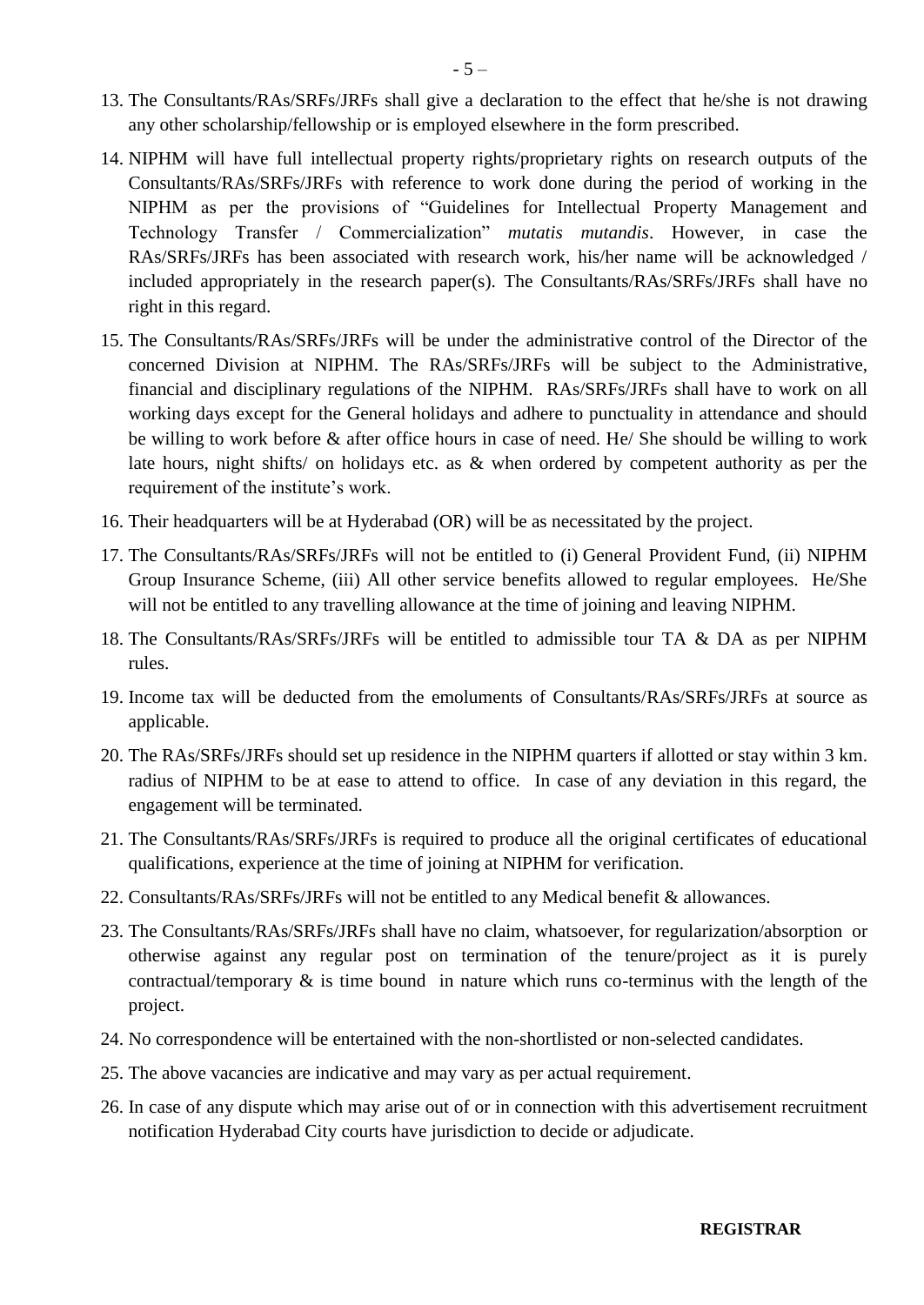13. The Consultants/RAs/SRFs/JRFs shall give a declaration to the effect that he/she is not drawing any other scholarship/fellowship or is employed elsewhere in the form prescribed.
14. NIPHM will have full intellectual property rights/proprietary rights on research outputs of the Consultants/RAs/SRFs/JRFs with reference to work done during the period of working in the NIPHM as per the provisions of "Guidelines for Intellectual Property Management and Technology Transfer / Commercialization" *mutatis mutandis*. However, in case the RAs/SRFs/JRFs has been associated with research work, his/her name will be acknowledged / included appropriately in the research paper(s). The Consultants/RAs/SRFs/JRFs shall have no right in this regard.
15. The Consultants/RAs/SRFs/JRFs will be under the administrative control of the Director of the concerned Division at NIPHM. The RAs/SRFs/JRFs will be subject to the Administrative, financial and disciplinary regulations of the NIPHM. RAs/SRFs/JRFs shall have to work on all working days except for the General holidays and adhere to punctuality in attendance and should be willing to work before & after office hours in case of need. He/ She should be willing to work late hours, night shifts/ on holidays etc. as & when ordered by competent authority as per the requirement of the institute's work.
16. Their headquarters will be at Hyderabad (OR) will be as necessitated by the project.
17. The Consultants/RAs/SRFs/JRFs will not be entitled to (i) General Provident Fund, (ii) NIPHM Group Insurance Scheme, (iii) All other service benefits allowed to regular employees. He/She will not be entitled to any travelling allowance at the time of joining and leaving NIPHM.
18. The Consultants/RAs/SRFs/JRFs will be entitled to admissible tour TA & DA as per NIPHM rules.
19. Income tax will be deducted from the emoluments of Consultants/RAs/SRFs/JRFs at source as applicable.
20. The RAs/SRFs/JRFs should set up residence in the NIPHM quarters if allotted or stay within 3 km. radius of NIPHM to be at ease to attend to office. In case of any deviation in this regard, the engagement will be terminated.
21. The Consultants/RAs/SRFs/JRFs is required to produce all the original certificates of educational qualifications, experience at the time of joining at NIPHM for verification.
22. Consultants/RAs/SRFs/JRFs will not be entitled to any Medical benefit & allowances.
23. The Consultants/RAs/SRFs/JRFs shall have no claim, whatsoever, for regularization/absorption or otherwise against any regular post on termination of the tenure/project as it is purely contractual/temporary & is time bound in nature which runs co-terminus with the length of the project.
24. No correspondence will be entertained with the non-shortlisted or non-selected candidates.
25. The above vacancies are indicative and may vary as per actual requirement.
26. In case of any dispute which may arise out of or in connection with this advertisement recruitment notification Hyderabad City courts have jurisdiction to decide or adjudicate.

**REGISTRAR**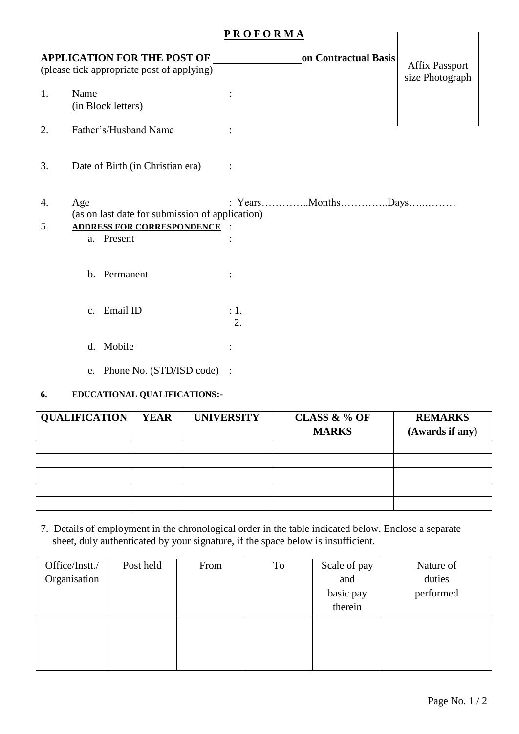**P R O F O R M A**

**APPLICATION FOR THE POST OF \_\_\_\_\_\_\_\_\_\_\_\_\_\_\_\_ on Contractual Basis**
(please tick appropriate post of applying)

Affix Passport size Photograph

1. Name (in Block letters) :

2. Father's/Husband Name :

3. Date of Birth (in Christian era) :

4. Age (as on last date for submission of application) : Years…………..Months…………..Days…..………

5. **ADDRESS FOR CORRESPONDENCE** :
   a. Present :
   b. Permanent :
   c. Email ID : 1.
      2.
   d. Mobile :
   e. Phone No. (STD/ISD code) :

6. **EDUCATIONAL QUALIFICATIONS:-**

| QUALIFICATION | YEAR | UNIVERSITY | CLASS & % OF MARKS | REMARKS (Awards if any) |
|---|---|---|---|---|
| | | | | |
| | | | | |
| | | | | |
| | | | | |
| | | | | |

7. Details of employment in the chronological order in the table indicated below. Enclose a separate sheet, duly authenticated by your signature, if the space below is insufficient.

| Office/Instt./ Organisation | Post held | From | To | Scale of pay and basic pay therein | Nature of duties performed |
|---|---|---|---|---|---|
| | | | | | |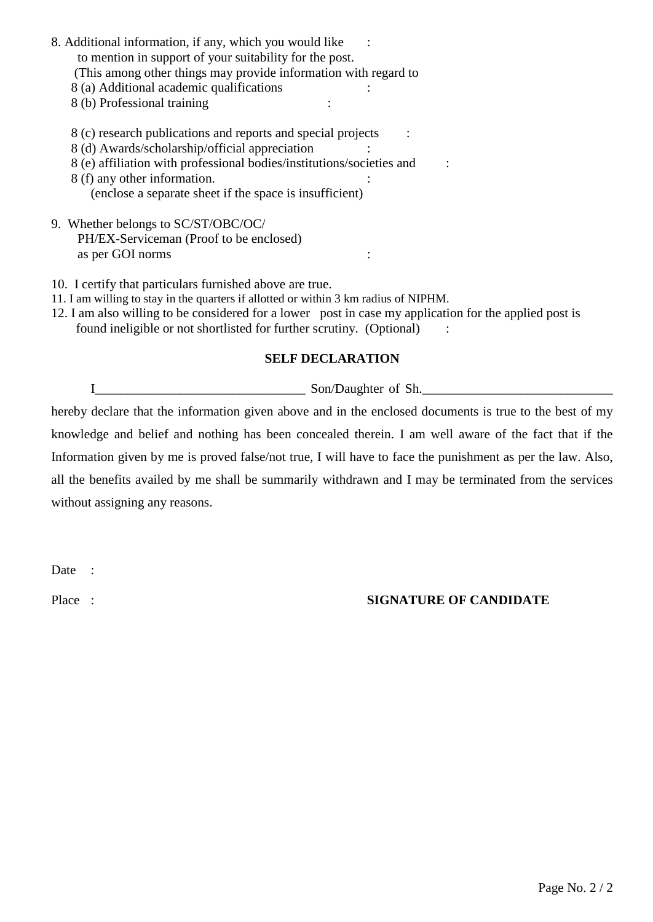8. Additional information, if any, which you would like to mention in support of your suitability for the post. :
(This among other things may provide information with regard to

8 (a) Additional academic qualifications :

8 (b) Professional training :

8 (c) research publications and reports and special projects :

8 (d) Awards/scholarship/official appreciation :

8 (e) affiliation with professional bodies/institutions/societies and :

8 (f) any other information. :
(enclose a separate sheet if the space is insufficient)

9. Whether belongs to SC/ST/OBC/OC/ PH/EX-Serviceman (Proof to be enclosed) as per GOI norms :

10. I certify that particulars furnished above are true.

11. I am willing to stay in the quarters if allotted or within 3 km radius of NIPHM.

12. I am also willing to be considered for a lower post in case my application for the applied post is found ineligible or not shortlisted for further scrutiny. (Optional) :

**SELF DECLARATION**

I_______________________________ Son/Daughter of Sh.____________________________ hereby declare that the information given above and in the enclosed documents is true to the best of my knowledge and belief and nothing has been concealed therein. I am well aware of the fact that if the Information given by me is proved false/not true, I will have to face the punishment as per the law. Also, all the benefits availed by me shall be summarily withdrawn and I may be terminated from the services without assigning any reasons.

Date :

Place : **SIGNATURE OF CANDIDATE**